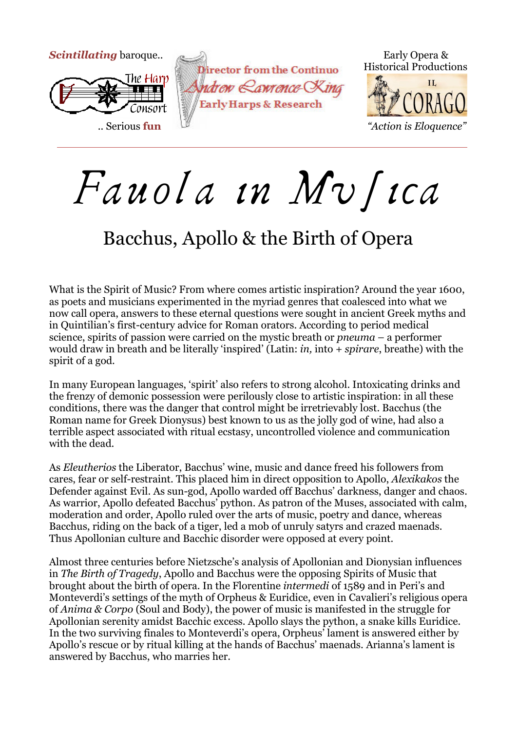***Scintillating*** baroque..

.. Serious **fun**

Director from the Continuo
Andrew Lawrence-King
Early Harps & Research

Early Opera &
Historical Productions

IL CORAGO

*"Action is Eloquence"*

# Fauola in Mvſica

## Bacchus, Apollo & the Birth of Opera

What is the Spirit of Music? From where comes artistic inspiration? Around the year 1600, as poets and musicians experimented in the myriad genres that coalesced into what we now call opera, answers to these eternal questions were sought in ancient Greek myths and in Quintilian's first-century advice for Roman orators. According to period medical science, spirits of passion were carried on the mystic breath or *pneuma* – a performer would draw in breath and be literally 'inspired' (Latin: *in,* into + *spirare*, breathe) with the spirit of a god.

In many European languages, 'spirit' also refers to strong alcohol. Intoxicating drinks and the frenzy of demonic possession were perilously close to artistic inspiration: in all these conditions, there was the danger that control might be irretrievably lost. Bacchus (the Roman name for Greek Dionysus) best known to us as the jolly god of wine, had also a terrible aspect associated with ritual ecstasy, uncontrolled violence and communication with the dead.

As *Eleutherios* the Liberator, Bacchus' wine, music and dance freed his followers from cares, fear or self-restraint. This placed him in direct opposition to Apollo, *Alexikakos* the Defender against Evil. As sun-god, Apollo warded off Bacchus' darkness, danger and chaos. As warrior, Apollo defeated Bacchus' python. As patron of the Muses, associated with calm, moderation and order, Apollo ruled over the arts of music, poetry and dance, whereas Bacchus, riding on the back of a tiger, led a mob of unruly satyrs and crazed maenads. Thus Apollonian culture and Bacchic disorder were opposed at every point.

Almost three centuries before Nietzsche's analysis of Apollonian and Dionysian influences in *The Birth of Tragedy*, Apollo and Bacchus were the opposing Spirits of Music that brought about the birth of opera. In the Florentine *intermedi* of 1589 and in Peri's and Monteverdi's settings of the myth of Orpheus & Euridice, even in Cavalieri's religious opera of *Anima & Corpo* (Soul and Body), the power of music is manifested in the struggle for Apollonian serenity amidst Bacchic excess. Apollo slays the python, a snake kills Euridice. In the two surviving finales to Monteverdi's opera, Orpheus' lament is answered either by Apollo's rescue or by ritual killing at the hands of Bacchus' maenads. Arianna's lament is answered by Bacchus, who marries her.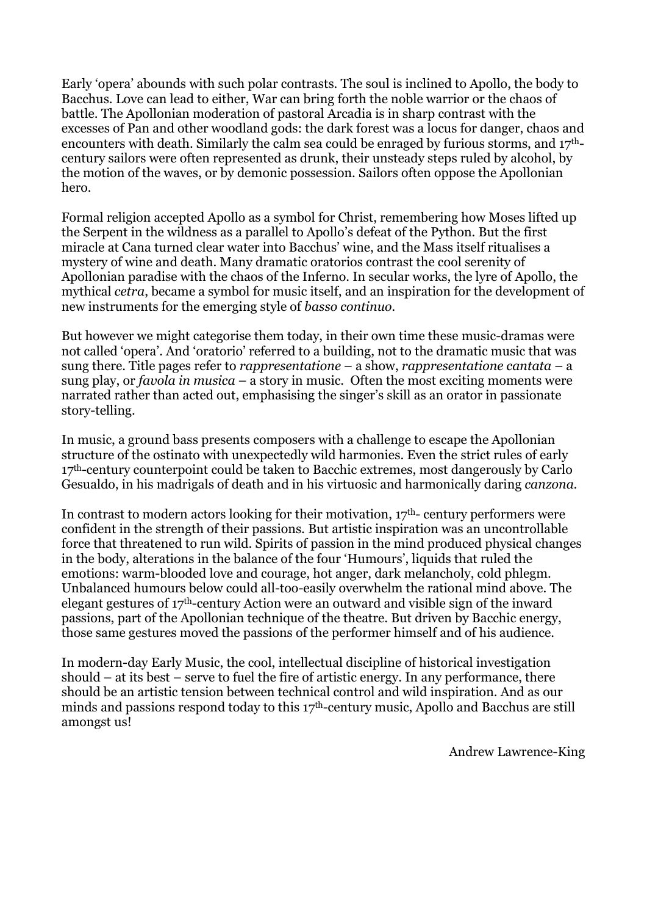Early 'opera' abounds with such polar contrasts. The soul is inclined to Apollo, the body to Bacchus. Love can lead to either, War can bring forth the noble warrior or the chaos of battle. The Apollonian moderation of pastoral Arcadia is in sharp contrast with the excesses of Pan and other woodland gods: the dark forest was a locus for danger, chaos and encounters with death. Similarly the calm sea could be enraged by furious storms, and 17th-century sailors were often represented as drunk, their unsteady steps ruled by alcohol, by the motion of the waves, or by demonic possession. Sailors often oppose the Apollonian hero.

Formal religion accepted Apollo as a symbol for Christ, remembering how Moses lifted up the Serpent in the wildness as a parallel to Apollo's defeat of the Python. But the first miracle at Cana turned clear water into Bacchus' wine, and the Mass itself ritualises a mystery of wine and death. Many dramatic oratorios contrast the cool serenity of Apollonian paradise with the chaos of the Inferno. In secular works, the lyre of Apollo, the mythical *cetra*, became a symbol for music itself, and an inspiration for the development of new instruments for the emerging style of *basso continuo*.

But however we might categorise them today, in their own time these music-dramas were not called 'opera'. And 'oratorio' referred to a building, not to the dramatic music that was sung there. Title pages refer to *rappresentatione* – a show, *rappresentatione cantata* – a sung play, or *favola in musica* – a story in music. Often the most exciting moments were narrated rather than acted out, emphasising the singer's skill as an orator in passionate story-telling.

In music, a ground bass presents composers with a challenge to escape the Apollonian structure of the ostinato with unexpectedly wild harmonies. Even the strict rules of early 17th-century counterpoint could be taken to Bacchic extremes, most dangerously by Carlo Gesualdo, in his madrigals of death and in his virtuosic and harmonically daring *canzona*.

In contrast to modern actors looking for their motivation, 17th- century performers were confident in the strength of their passions. But artistic inspiration was an uncontrollable force that threatened to run wild. Spirits of passion in the mind produced physical changes in the body, alterations in the balance of the four 'Humours', liquids that ruled the emotions: warm-blooded love and courage, hot anger, dark melancholy, cold phlegm. Unbalanced humours below could all-too-easily overwhelm the rational mind above. The elegant gestures of 17th-century Action were an outward and visible sign of the inward passions, part of the Apollonian technique of the theatre. But driven by Bacchic energy, those same gestures moved the passions of the performer himself and of his audience.

In modern-day Early Music, the cool, intellectual discipline of historical investigation should – at its best – serve to fuel the fire of artistic energy. In any performance, there should be an artistic tension between technical control and wild inspiration. And as our minds and passions respond today to this 17th-century music, Apollo and Bacchus are still amongst us!

Andrew Lawrence-King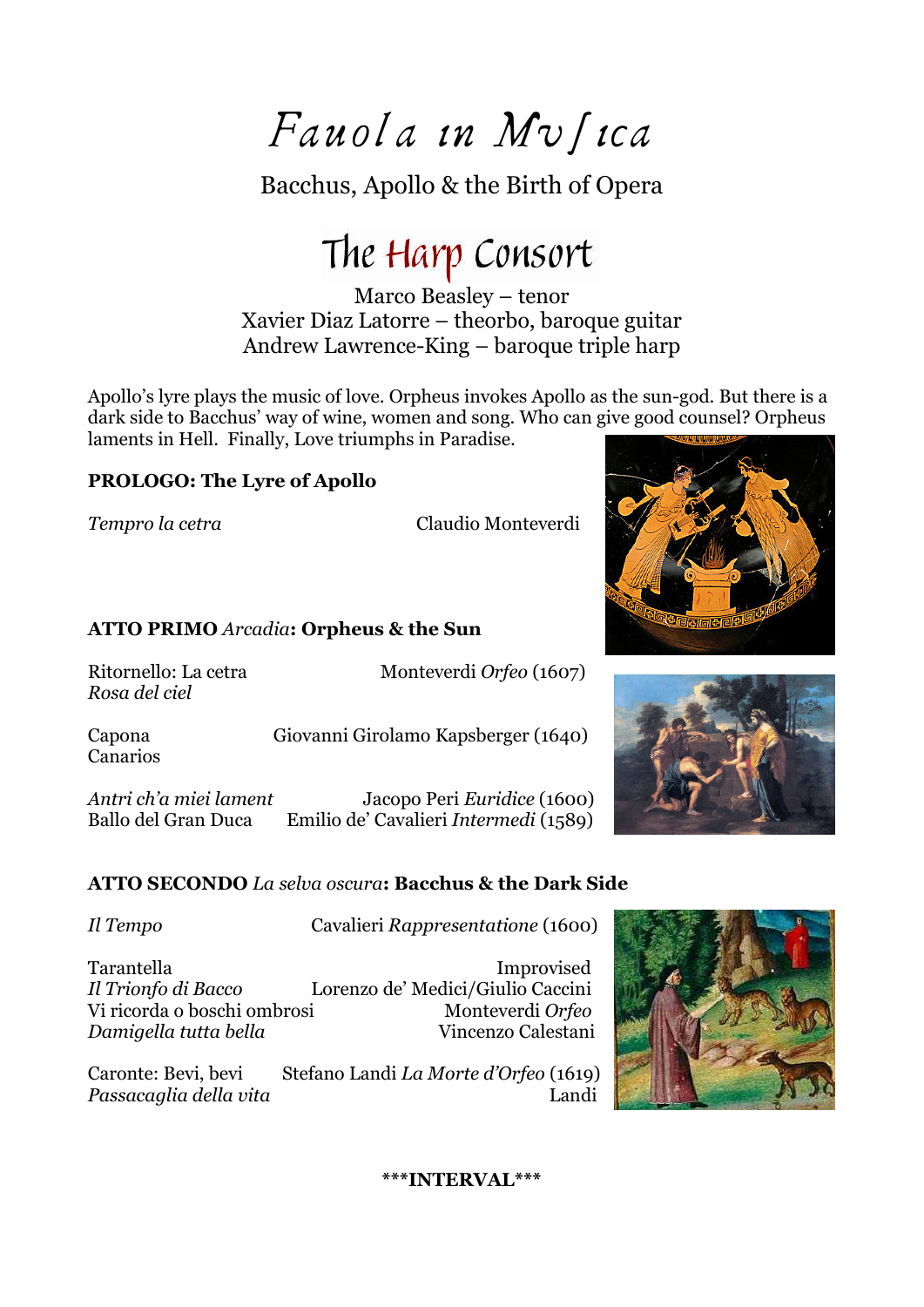# Fauola in Musica

Bacchus, Apollo & the Birth of Opera

## The Harp Consort

Marco Beasley – tenor
Xavier Diaz Latorre – theorbo, baroque guitar
Andrew Lawrence-King – baroque triple harp

Apollo's lyre plays the music of love. Orpheus invokes Apollo as the sun-god. But there is a dark side to Bacchus' way of wine, women and song. Who can give good counsel? Orpheus laments in Hell. Finally, Love triumphs in Paradise.

**PROLOGO: The Lyre of Apollo**

*Tempro la cetra* — Claudio Monteverdi

**ATTO PRIMO** *Arcadia***: Orpheus & the Sun**

Ritornello: La cetra — Monteverdi *Orfeo* (1607)
*Rosa del ciel*

Capona — Giovanni Girolamo Kapsberger (1640)
Canarios

*Antri ch'a miei lament* — Jacopo Peri *Euridice* (1600)
Ballo del Gran Duca — Emilio de' Cavalieri *Intermedi* (1589)

**ATTO SECONDO** *La selva oscura***: Bacchus & the Dark Side**

*Il Tempo* — Cavalieri *Rappresentatione* (1600)

Tarantella — Improvised
*Il Trionfo di Bacco* — Lorenzo de' Medici/Giulio Caccini
Vi ricorda o boschi ombrosi — Monteverdi *Orfeo*
*Damigella tutta bella* — Vincenzo Calestani

Caronte: Bevi, bevi — Stefano Landi *La Morte d'Orfeo* (1619)
*Passacaglia della vita* — Landi

**\*\*\*INTERVAL\*\*\***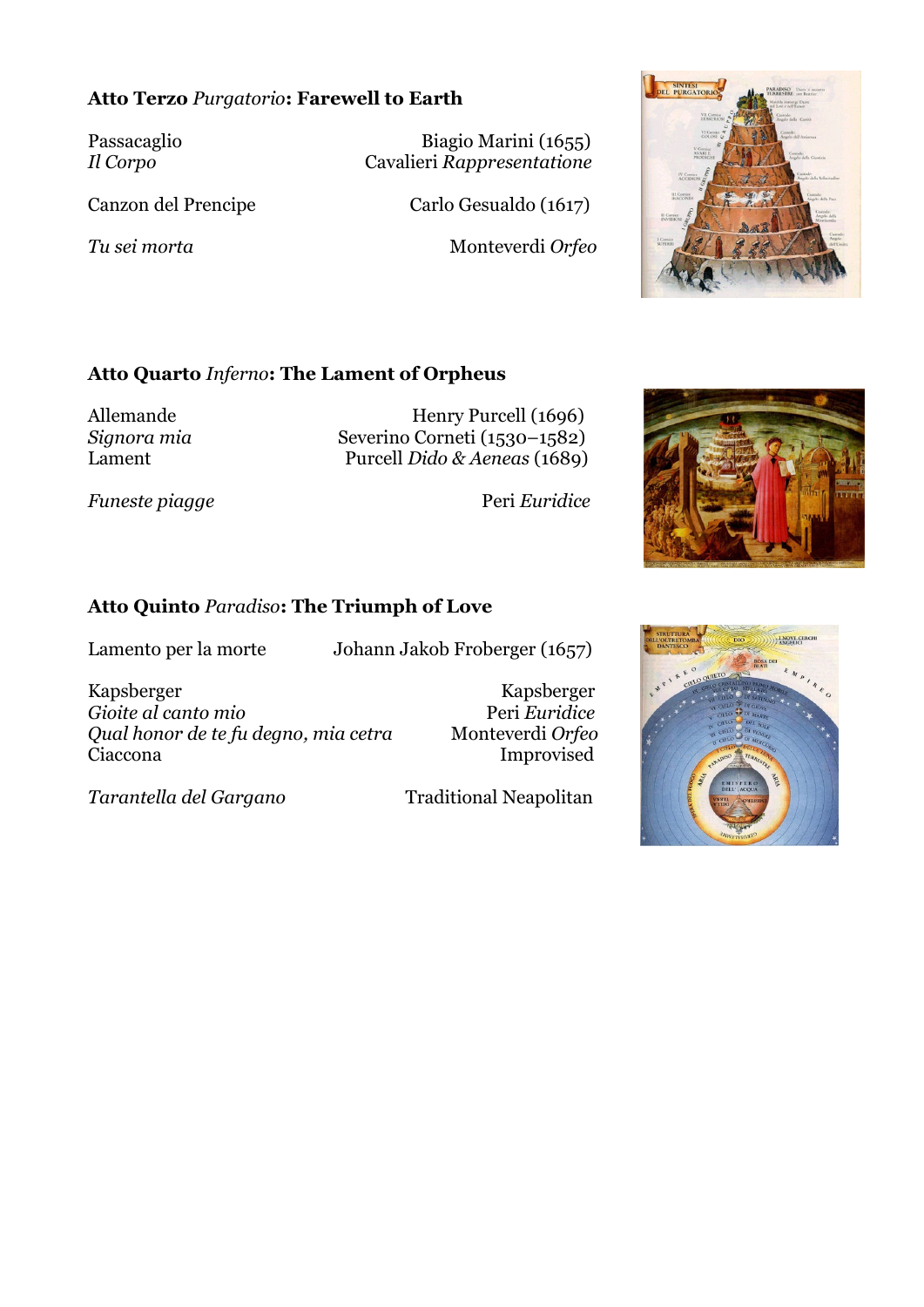### Atto Terzo *Purgatorio*: Farewell to Earth

| | |
|---|---|
| Passacaglio | Biagio Marini (1655) |
| *Il Corpo* | Cavalieri *Rappresentatione* |
| Canzon del Prencipe | Carlo Gesualdo (1617) |
| *Tu sei morta* | Monteverdi *Orfeo* |

### Atto Quarto *Inferno*: The Lament of Orpheus

| | |
|---|---|
| Allemande | Henry Purcell (1696) |
| *Signora mia* | Severino Corneti (1530–1582) |
| Lament | Purcell *Dido & Aeneas* (1689) |
| *Funeste piagge* | Peri *Euridice* |

### Atto Quinto *Paradiso*: The Triumph of Love

| | |
|---|---|
| Lamento per la morte | Johann Jakob Froberger (1657) |
| Kapsberger | Kapsberger |
| *Gioite al canto mio* | Peri *Euridice* |
| *Qual honor de te fu degno, mia cetra* | Monteverdi *Orfeo* |
| Ciaccona | Improvised |
| *Tarantella del Gargano* | Traditional Neapolitan |